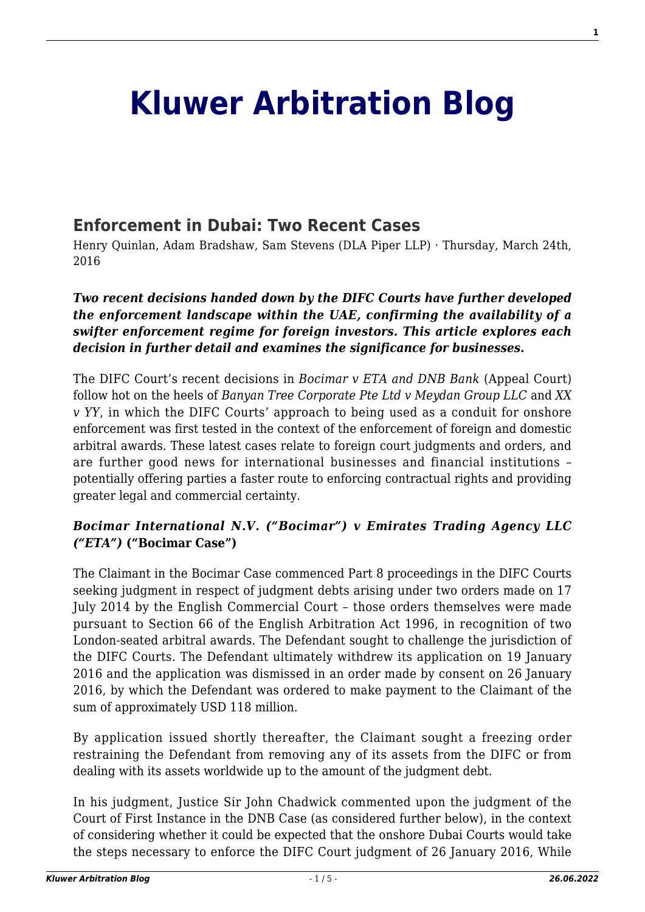# Kluwer Arbitration Blog

## Enforcement in Dubai: Two Recent Cases

Henry Quinlan, Adam Bradshaw, Sam Stevens (DLA Piper LLP) · Thursday, March 24th, 2016

***Two recent decisions handed down by the DIFC Courts have further developed the enforcement landscape within the UAE, confirming the availability of a swifter enforcement regime for foreign investors. This article explores each decision in further detail and examines the significance for businesses.***

The DIFC Court's recent decisions in *Bocimar v ETA and DNB Bank* (Appeal Court) follow hot on the heels of *Banyan Tree Corporate Pte Ltd v Meydan Group LLC* and *XX v YY*, in which the DIFC Courts' approach to being used as a conduit for onshore enforcement was first tested in the context of the enforcement of foreign and domestic arbitral awards. These latest cases relate to foreign court judgments and orders, and are further good news for international businesses and financial institutions – potentially offering parties a faster route to enforcing contractual rights and providing greater legal and commercial certainty.

### *Bocimar International N.V. ("Bocimar") v Emirates Trading Agency LLC ("ETA")* ("Bocimar Case")

The Claimant in the Bocimar Case commenced Part 8 proceedings in the DIFC Courts seeking judgment in respect of judgment debts arising under two orders made on 17 July 2014 by the English Commercial Court – those orders themselves were made pursuant to Section 66 of the English Arbitration Act 1996, in recognition of two London-seated arbitral awards. The Defendant sought to challenge the jurisdiction of the DIFC Courts. The Defendant ultimately withdrew its application on 19 January 2016 and the application was dismissed in an order made by consent on 26 January 2016, by which the Defendant was ordered to make payment to the Claimant of the sum of approximately USD 118 million.

By application issued shortly thereafter, the Claimant sought a freezing order restraining the Defendant from removing any of its assets from the DIFC or from dealing with its assets worldwide up to the amount of the judgment debt.

In his judgment, Justice Sir John Chadwick commented upon the judgment of the Court of First Instance in the DNB Case (as considered further below), in the context of considering whether it could be expected that the onshore Dubai Courts would take the steps necessary to enforce the DIFC Court judgment of 26 January 2016, While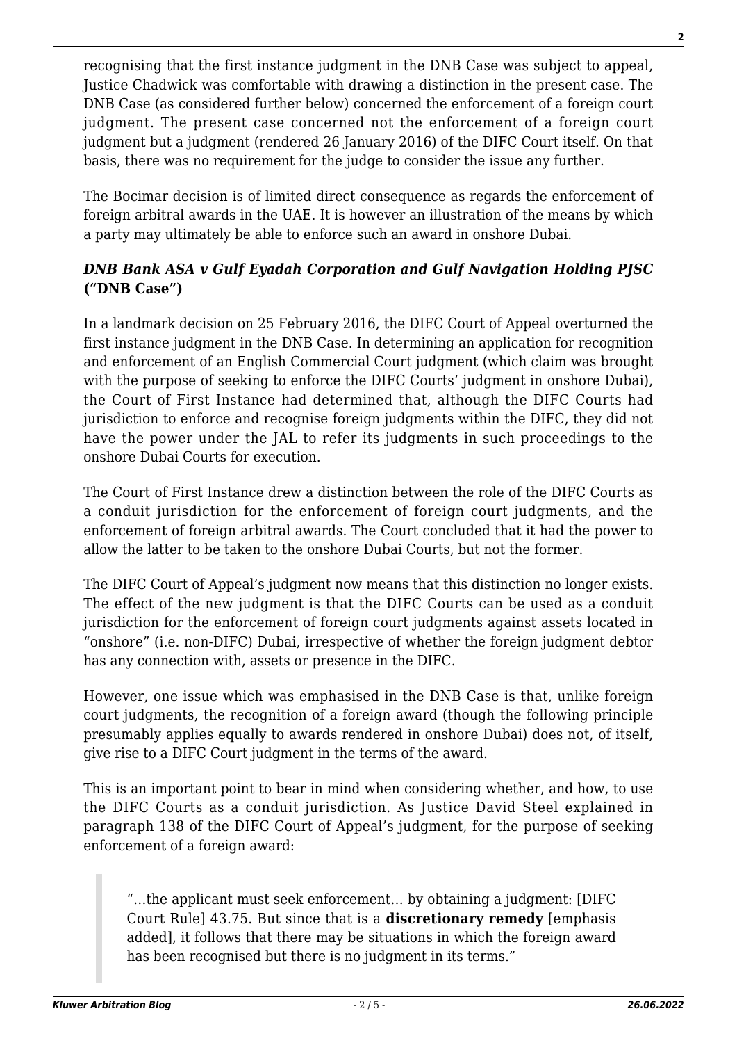recognising that the first instance judgment in the DNB Case was subject to appeal, Justice Chadwick was comfortable with drawing a distinction in the present case. The DNB Case (as considered further below) concerned the enforcement of a foreign court judgment. The present case concerned not the enforcement of a foreign court judgment but a judgment (rendered 26 January 2016) of the DIFC Court itself. On that basis, there was no requirement for the judge to consider the issue any further.

The Bocimar decision is of limited direct consequence as regards the enforcement of foreign arbitral awards in the UAE. It is however an illustration of the means by which a party may ultimately be able to enforce such an award in onshore Dubai.

### ***DNB Bank ASA v Gulf Eyadah Corporation and Gulf Navigation Holding PJSC* ("DNB Case")**

In a landmark decision on 25 February 2016, the DIFC Court of Appeal overturned the first instance judgment in the DNB Case. In determining an application for recognition and enforcement of an English Commercial Court judgment (which claim was brought with the purpose of seeking to enforce the DIFC Courts' judgment in onshore Dubai), the Court of First Instance had determined that, although the DIFC Courts had jurisdiction to enforce and recognise foreign judgments within the DIFC, they did not have the power under the JAL to refer its judgments in such proceedings to the onshore Dubai Courts for execution.

The Court of First Instance drew a distinction between the role of the DIFC Courts as a conduit jurisdiction for the enforcement of foreign court judgments, and the enforcement of foreign arbitral awards. The Court concluded that it had the power to allow the latter to be taken to the onshore Dubai Courts, but not the former.

The DIFC Court of Appeal's judgment now means that this distinction no longer exists. The effect of the new judgment is that the DIFC Courts can be used as a conduit jurisdiction for the enforcement of foreign court judgments against assets located in "onshore" (i.e. non-DIFC) Dubai, irrespective of whether the foreign judgment debtor has any connection with, assets or presence in the DIFC.

However, one issue which was emphasised in the DNB Case is that, unlike foreign court judgments, the recognition of a foreign award (though the following principle presumably applies equally to awards rendered in onshore Dubai) does not, of itself, give rise to a DIFC Court judgment in the terms of the award.

This is an important point to bear in mind when considering whether, and how, to use the DIFC Courts as a conduit jurisdiction. As Justice David Steel explained in paragraph 138 of the DIFC Court of Appeal's judgment, for the purpose of seeking enforcement of a foreign award:

> "…the applicant must seek enforcement… by obtaining a judgment: [DIFC Court Rule] 43.75. But since that is a **discretionary remedy** [emphasis added], it follows that there may be situations in which the foreign award has been recognised but there is no judgment in its terms."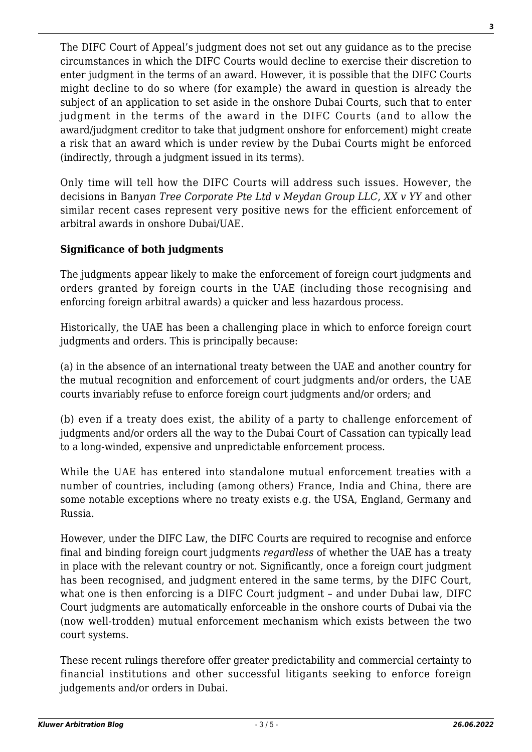The DIFC Court of Appeal's judgment does not set out any guidance as to the precise circumstances in which the DIFC Courts would decline to exercise their discretion to enter judgment in the terms of an award. However, it is possible that the DIFC Courts might decline to do so where (for example) the award in question is already the subject of an application to set aside in the onshore Dubai Courts, such that to enter judgment in the terms of the award in the DIFC Courts (and to allow the award/judgment creditor to take that judgment onshore for enforcement) might create a risk that an award which is under review by the Dubai Courts might be enforced (indirectly, through a judgment issued in its terms).

Only time will tell how the DIFC Courts will address such issues. However, the decisions in B*anyan Tree Corporate Pte Ltd v Meydan Group LLC*, *XX v YY* and other similar recent cases represent very positive news for the efficient enforcement of arbitral awards in onshore Dubai/UAE.

**Significance of both judgments**

The judgments appear likely to make the enforcement of foreign court judgments and orders granted by foreign courts in the UAE (including those recognising and enforcing foreign arbitral awards) a quicker and less hazardous process.

Historically, the UAE has been a challenging place in which to enforce foreign court judgments and orders. This is principally because:

(a) in the absence of an international treaty between the UAE and another country for the mutual recognition and enforcement of court judgments and/or orders, the UAE courts invariably refuse to enforce foreign court judgments and/or orders; and

(b) even if a treaty does exist, the ability of a party to challenge enforcement of judgments and/or orders all the way to the Dubai Court of Cassation can typically lead to a long-winded, expensive and unpredictable enforcement process.

While the UAE has entered into standalone mutual enforcement treaties with a number of countries, including (among others) France, India and China, there are some notable exceptions where no treaty exists e.g. the USA, England, Germany and Russia.

However, under the DIFC Law, the DIFC Courts are required to recognise and enforce final and binding foreign court judgments *regardless* of whether the UAE has a treaty in place with the relevant country or not. Significantly, once a foreign court judgment has been recognised, and judgment entered in the same terms, by the DIFC Court, what one is then enforcing is a DIFC Court judgment – and under Dubai law, DIFC Court judgments are automatically enforceable in the onshore courts of Dubai via the (now well-trodden) mutual enforcement mechanism which exists between the two court systems.

These recent rulings therefore offer greater predictability and commercial certainty to financial institutions and other successful litigants seeking to enforce foreign judgements and/or orders in Dubai.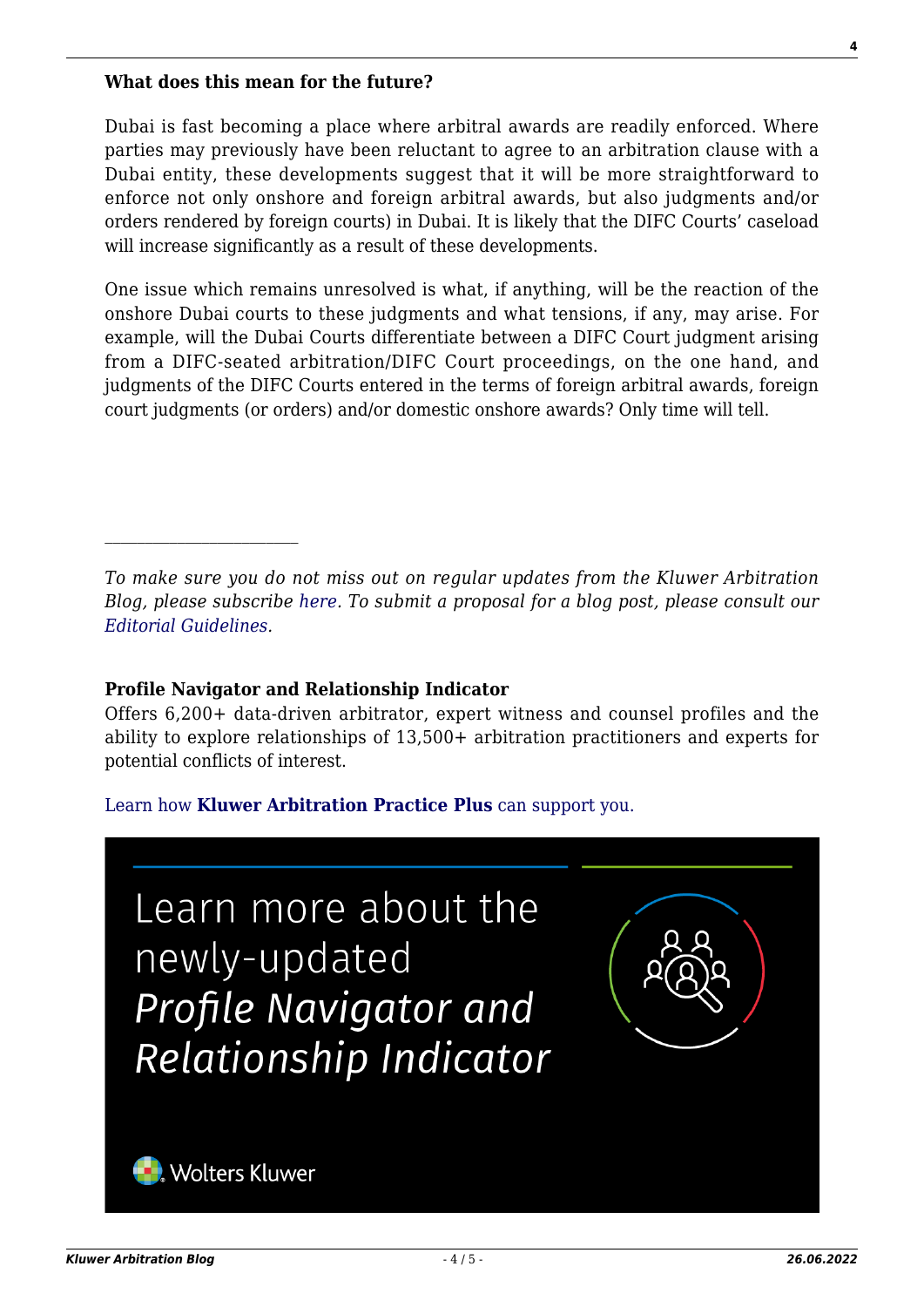**What does this mean for the future?**

Dubai is fast becoming a place where arbitral awards are readily enforced. Where parties may previously have been reluctant to agree to an arbitration clause with a Dubai entity, these developments suggest that it will be more straightforward to enforce not only onshore and foreign arbitral awards, but also judgments and/or orders rendered by foreign courts) in Dubai. It is likely that the DIFC Courts' caseload will increase significantly as a result of these developments.

One issue which remains unresolved is what, if anything, will be the reaction of the onshore Dubai courts to these judgments and what tensions, if any, may arise. For example, will the Dubai Courts differentiate between a DIFC Court judgment arising from a DIFC-seated arbitration/DIFC Court proceedings, on the one hand, and judgments of the DIFC Courts entered in the terms of foreign arbitral awards, foreign court judgments (or orders) and/or domestic onshore awards? Only time will tell.

---

*To make sure you do not miss out on regular updates from the Kluwer Arbitration Blog, please subscribe here. To submit a proposal for a blog post, please consult our Editorial Guidelines.*

**Profile Navigator and Relationship Indicator**
Offers 6,200+ data-driven arbitrator, expert witness and counsel profiles and the ability to explore relationships of 13,500+ arbitration practitioners and experts for potential conflicts of interest.

Learn how **Kluwer Arbitration Practice Plus** can support you.

Learn more about the newly-updated *Profile Navigator and Relationship Indicator*

Wolters Kluwer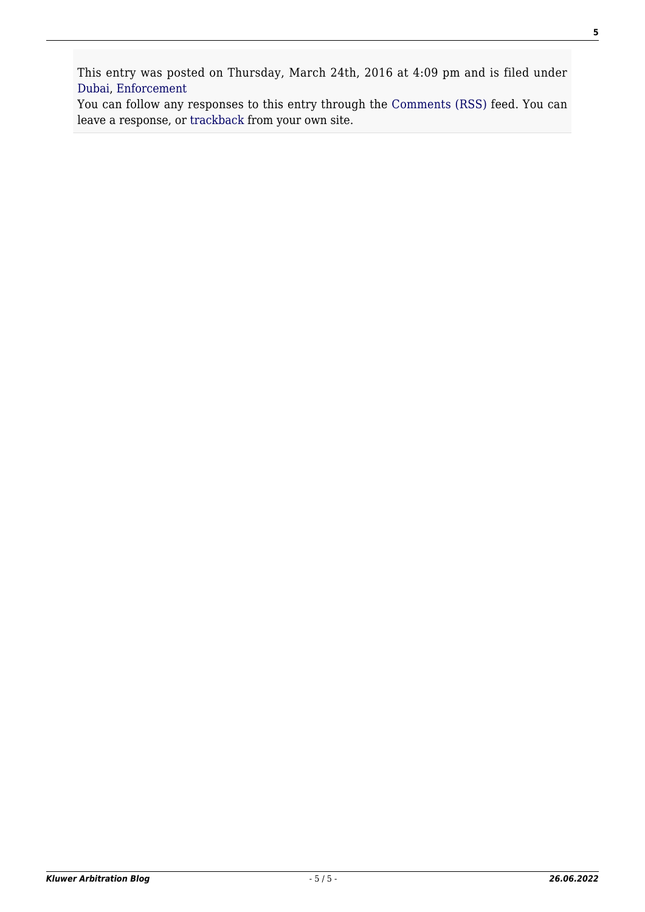This entry was posted on Thursday, March 24th, 2016 at 4:09 pm and is filed under Dubai, Enforcement
You can follow any responses to this entry through the Comments (RSS) feed. You can leave a response, or trackback from your own site.